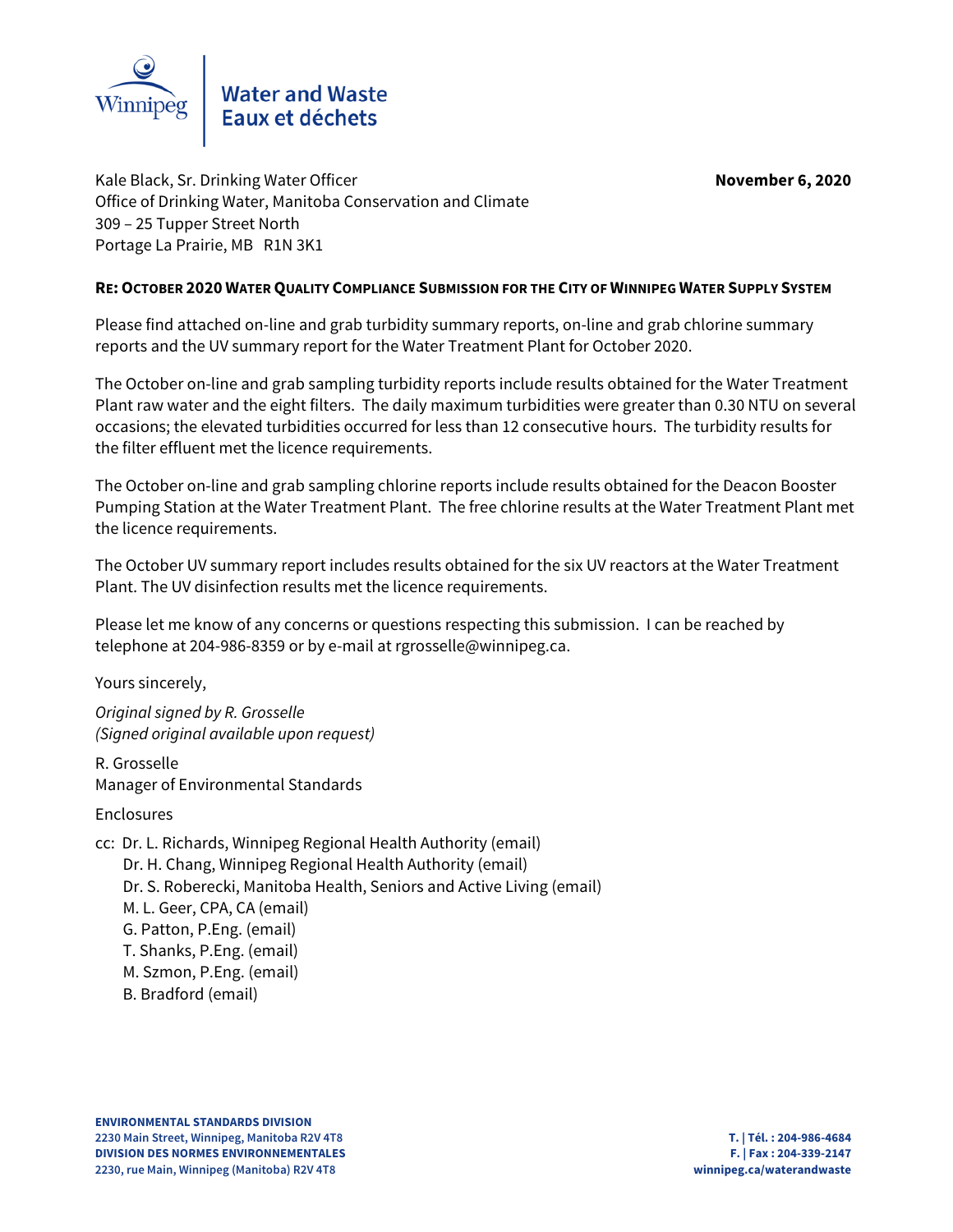Winnipeg

Water and Waste
Eaux et déchets

Kale Black, Sr. Drinking Water Officer
Office of Drinking Water, Manitoba Conservation and Climate
309 – 25 Tupper Street North
Portage La Prairie, MB R1N 3K1

**November 6, 2020**

**RE: OCTOBER 2020 WATER QUALITY COMPLIANCE SUBMISSION FOR THE CITY OF WINNIPEG WATER SUPPLY SYSTEM**

Please find attached on-line and grab turbidity summary reports, on-line and grab chlorine summary reports and the UV summary report for the Water Treatment Plant for October 2020.

The October on-line and grab sampling turbidity reports include results obtained for the Water Treatment Plant raw water and the eight filters. The daily maximum turbidities were greater than 0.30 NTU on several occasions; the elevated turbidities occurred for less than 12 consecutive hours. The turbidity results for the filter effluent met the licence requirements.

The October on-line and grab sampling chlorine reports include results obtained for the Deacon Booster Pumping Station at the Water Treatment Plant. The free chlorine results at the Water Treatment Plant met the licence requirements.

The October UV summary report includes results obtained for the six UV reactors at the Water Treatment Plant. The UV disinfection results met the licence requirements.

Please let me know of any concerns or questions respecting this submission. I can be reached by telephone at 204-986-8359 or by e-mail at rgrosselle@winnipeg.ca.

Yours sincerely,

*Original signed by R. Grosselle*
*(Signed original available upon request)*

R. Grosselle
Manager of Environmental Standards

Enclosures

cc: Dr. L. Richards, Winnipeg Regional Health Authority (email)
Dr. H. Chang, Winnipeg Regional Health Authority (email)
Dr. S. Roberecki, Manitoba Health, Seniors and Active Living (email)
M. L. Geer, CPA, CA (email)
G. Patton, P.Eng. (email)
T. Shanks, P.Eng. (email)
M. Szmon, P.Eng. (email)
B. Bradford (email)

**ENVIRONMENTAL STANDARDS DIVISION**
**2230 Main Street, Winnipeg, Manitoba R2V 4T8**
**DIVISION DES NORMES ENVIRONNEMENTALES**
**2230, rue Main, Winnipeg (Manitoba) R2V 4T8**

**T. | Tél. : 204-986-4684**
**F. | Fax : 204-339-2147**
**winnipeg.ca/waterandwaste**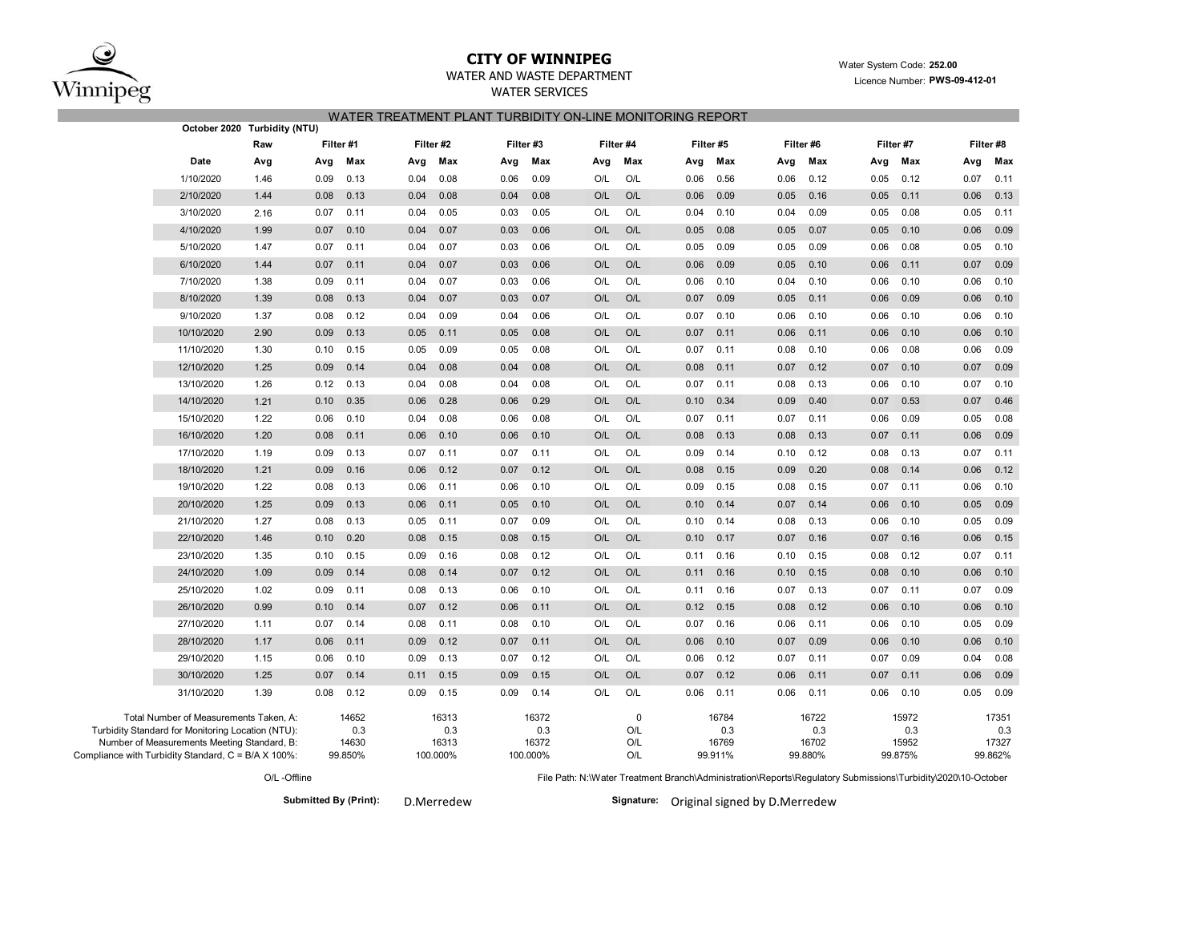# CITY OF WINNIPEG

WATER AND WASTE DEPARTMENT

WATER SERVICES

Water System Code: **252.00**

Licence Number: **PWS-09-412-01**

## WATER TREATMENT PLANT TURBIDITY ON-LINE MONITORING REPORT

**October 2020 Turbidity (NTU)**

| | Raw | Filter #1 | | Filter #2 | | Filter #3 | | Filter #4 | | Filter #5 | | Filter #6 | | Filter #7 | | Filter #8 | |
|---|---|---|---|---|---|---|---|---|---|---|---|---|---|---|---|---|---|
| **Date** | **Avg** | **Avg** | **Max** | **Avg** | **Max** | **Avg** | **Max** | **Avg** | **Max** | **Avg** | **Max** | **Avg** | **Max** | **Avg** | **Max** | **Avg** | **Max** |
| 1/10/2020 | 1.46 | 0.09 | 0.13 | 0.04 | 0.08 | 0.06 | 0.09 | O/L | O/L | 0.06 | 0.56 | 0.06 | 0.12 | 0.05 | 0.12 | 0.07 | 0.11 |
| 2/10/2020 | 1.44 | 0.08 | 0.13 | 0.04 | 0.08 | 0.04 | 0.08 | O/L | O/L | 0.06 | 0.09 | 0.05 | 0.16 | 0.05 | 0.11 | 0.06 | 0.13 |
| 3/10/2020 | 2.16 | 0.07 | 0.11 | 0.04 | 0.05 | 0.03 | 0.05 | O/L | O/L | 0.04 | 0.10 | 0.04 | 0.09 | 0.05 | 0.08 | 0.05 | 0.11 |
| 4/10/2020 | 1.99 | 0.07 | 0.10 | 0.04 | 0.07 | 0.03 | 0.06 | O/L | O/L | 0.05 | 0.08 | 0.05 | 0.07 | 0.05 | 0.10 | 0.06 | 0.09 |
| 5/10/2020 | 1.47 | 0.07 | 0.11 | 0.04 | 0.07 | 0.03 | 0.06 | O/L | O/L | 0.05 | 0.09 | 0.05 | 0.09 | 0.06 | 0.08 | 0.05 | 0.10 |
| 6/10/2020 | 1.44 | 0.07 | 0.11 | 0.04 | 0.07 | 0.03 | 0.06 | O/L | O/L | 0.06 | 0.09 | 0.05 | 0.10 | 0.06 | 0.11 | 0.07 | 0.09 |
| 7/10/2020 | 1.38 | 0.09 | 0.11 | 0.04 | 0.07 | 0.03 | 0.06 | O/L | O/L | 0.06 | 0.10 | 0.04 | 0.10 | 0.06 | 0.10 | 0.06 | 0.10 |
| 8/10/2020 | 1.39 | 0.08 | 0.13 | 0.04 | 0.07 | 0.03 | 0.07 | O/L | O/L | 0.07 | 0.09 | 0.05 | 0.11 | 0.06 | 0.09 | 0.06 | 0.10 |
| 9/10/2020 | 1.37 | 0.08 | 0.12 | 0.04 | 0.09 | 0.04 | 0.06 | O/L | O/L | 0.07 | 0.10 | 0.06 | 0.10 | 0.06 | 0.10 | 0.06 | 0.10 |
| 10/10/2020 | 2.90 | 0.09 | 0.13 | 0.05 | 0.11 | 0.05 | 0.08 | O/L | O/L | 0.07 | 0.11 | 0.06 | 0.11 | 0.06 | 0.10 | 0.06 | 0.10 |
| 11/10/2020 | 1.30 | 0.10 | 0.15 | 0.05 | 0.09 | 0.05 | 0.08 | O/L | O/L | 0.07 | 0.11 | 0.08 | 0.10 | 0.06 | 0.08 | 0.06 | 0.09 |
| 12/10/2020 | 1.25 | 0.09 | 0.14 | 0.04 | 0.08 | 0.04 | 0.08 | O/L | O/L | 0.08 | 0.11 | 0.07 | 0.12 | 0.07 | 0.10 | 0.07 | 0.09 |
| 13/10/2020 | 1.26 | 0.12 | 0.13 | 0.04 | 0.08 | 0.04 | 0.08 | O/L | O/L | 0.07 | 0.11 | 0.08 | 0.13 | 0.06 | 0.10 | 0.07 | 0.10 |
| 14/10/2020 | 1.21 | 0.10 | 0.35 | 0.06 | 0.28 | 0.06 | 0.29 | O/L | O/L | 0.10 | 0.34 | 0.09 | 0.40 | 0.07 | 0.53 | 0.07 | 0.46 |
| 15/10/2020 | 1.22 | 0.06 | 0.10 | 0.04 | 0.08 | 0.06 | 0.08 | O/L | O/L | 0.07 | 0.11 | 0.07 | 0.11 | 0.06 | 0.09 | 0.05 | 0.08 |
| 16/10/2020 | 1.20 | 0.08 | 0.11 | 0.06 | 0.10 | 0.06 | 0.10 | O/L | O/L | 0.08 | 0.13 | 0.08 | 0.13 | 0.07 | 0.11 | 0.06 | 0.09 |
| 17/10/2020 | 1.19 | 0.09 | 0.13 | 0.07 | 0.11 | 0.07 | 0.11 | O/L | O/L | 0.09 | 0.14 | 0.10 | 0.12 | 0.08 | 0.13 | 0.07 | 0.11 |
| 18/10/2020 | 1.21 | 0.09 | 0.16 | 0.06 | 0.12 | 0.07 | 0.12 | O/L | O/L | 0.08 | 0.15 | 0.09 | 0.20 | 0.08 | 0.14 | 0.06 | 0.12 |
| 19/10/2020 | 1.22 | 0.08 | 0.13 | 0.06 | 0.11 | 0.06 | 0.10 | O/L | O/L | 0.09 | 0.15 | 0.08 | 0.15 | 0.07 | 0.11 | 0.06 | 0.10 |
| 20/10/2020 | 1.25 | 0.09 | 0.13 | 0.06 | 0.11 | 0.05 | 0.10 | O/L | O/L | 0.10 | 0.14 | 0.07 | 0.14 | 0.06 | 0.10 | 0.05 | 0.09 |
| 21/10/2020 | 1.27 | 0.08 | 0.13 | 0.05 | 0.11 | 0.07 | 0.09 | O/L | O/L | 0.10 | 0.14 | 0.08 | 0.13 | 0.06 | 0.10 | 0.05 | 0.09 |
| 22/10/2020 | 1.46 | 0.10 | 0.20 | 0.08 | 0.15 | 0.08 | 0.15 | O/L | O/L | 0.10 | 0.17 | 0.07 | 0.16 | 0.07 | 0.16 | 0.06 | 0.15 |
| 23/10/2020 | 1.35 | 0.10 | 0.15 | 0.09 | 0.16 | 0.08 | 0.12 | O/L | O/L | 0.11 | 0.16 | 0.10 | 0.15 | 0.08 | 0.12 | 0.07 | 0.11 |
| 24/10/2020 | 1.09 | 0.09 | 0.14 | 0.08 | 0.14 | 0.07 | 0.12 | O/L | O/L | 0.11 | 0.16 | 0.10 | 0.15 | 0.08 | 0.10 | 0.06 | 0.10 |
| 25/10/2020 | 1.02 | 0.09 | 0.11 | 0.08 | 0.13 | 0.06 | 0.10 | O/L | O/L | 0.11 | 0.16 | 0.07 | 0.13 | 0.07 | 0.11 | 0.07 | 0.09 |
| 26/10/2020 | 0.99 | 0.10 | 0.14 | 0.07 | 0.12 | 0.06 | 0.11 | O/L | O/L | 0.12 | 0.15 | 0.08 | 0.12 | 0.06 | 0.10 | 0.06 | 0.10 |
| 27/10/2020 | 1.11 | 0.07 | 0.14 | 0.08 | 0.11 | 0.08 | 0.10 | O/L | O/L | 0.07 | 0.16 | 0.06 | 0.11 | 0.06 | 0.10 | 0.05 | 0.09 |
| 28/10/2020 | 1.17 | 0.06 | 0.11 | 0.09 | 0.12 | 0.07 | 0.11 | O/L | O/L | 0.06 | 0.10 | 0.07 | 0.09 | 0.06 | 0.10 | 0.06 | 0.10 |
| 29/10/2020 | 1.15 | 0.06 | 0.10 | 0.09 | 0.13 | 0.07 | 0.12 | O/L | O/L | 0.06 | 0.12 | 0.07 | 0.11 | 0.07 | 0.09 | 0.04 | 0.08 |
| 30/10/2020 | 1.25 | 0.07 | 0.14 | 0.11 | 0.15 | 0.09 | 0.15 | O/L | O/L | 0.07 | 0.12 | 0.06 | 0.11 | 0.07 | 0.11 | 0.06 | 0.09 |
| 31/10/2020 | 1.39 | 0.08 | 0.12 | 0.09 | 0.15 | 0.09 | 0.14 | O/L | O/L | 0.06 | 0.11 | 0.06 | 0.11 | 0.06 | 0.10 | 0.05 | 0.09 |
| Total Number of Measurements Taken, A: | | 14652 | | 16313 | | 16372 | | 0 | | 16784 | | 16722 | | 15972 | | 17351 | |
| Turbidity Standard for Monitoring Location (NTU): | | 0.3 | | 0.3 | | 0.3 | | O/L | | 0.3 | | 0.3 | | 0.3 | | 0.3 | |
| Number of Measurements Meeting Standard, B: | | 14630 | | 16313 | | 16372 | | O/L | | 16769 | | 16702 | | 15952 | | 17327 | |
| Compliance with Turbidity Standard, C = B/A X 100%: | | 99.850% | | 100.000% | | 100.000% | | O/L | | 99.911% | | 99.880% | | 99.875% | | 99.862% | |

O/L -Offline

File Path: N:\Water Treatment Branch\Administration\Reports\Regulatory Submissions\Turbidity\2020\10-October

**Submitted By (Print):** D.Merredew

**Signature:** Original signed by D.Merredew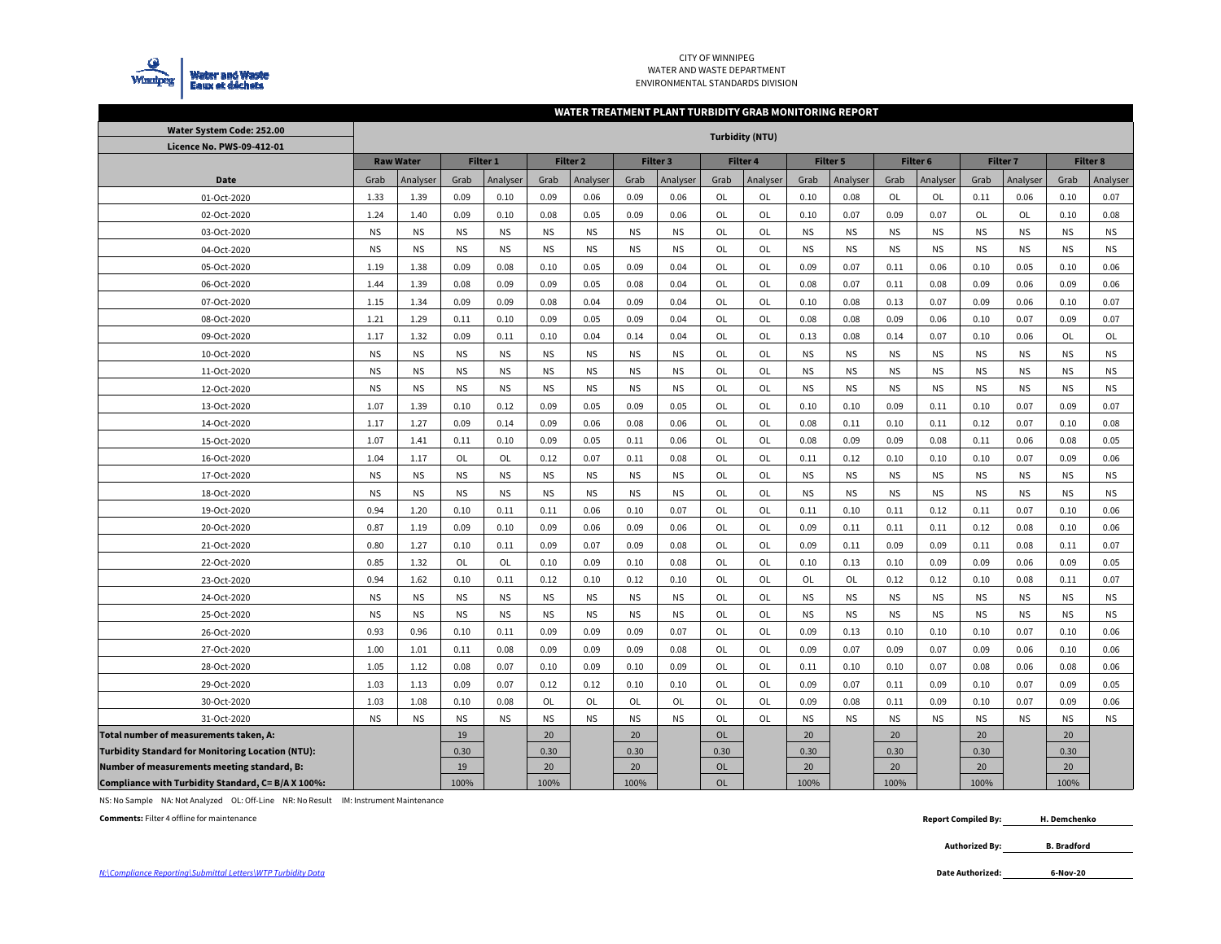CITY OF WINNIPEG
WATER AND WASTE DEPARTMENT
ENVIRONMENTAL STANDARDS DIVISION

## WATER TREATMENT PLANT TURBIDITY GRAB MONITORING REPORT

| Water System Code: 252.00<br>Licence No. PWS-09-412-01 | Turbidity (NTU) | | | | | | | | | | | | | | | | | |
|---|---|---|---|---|---|---|---|---|---|---|---|---|---|---|---|---|---|---|
| | Raw Water | | Filter 1 | | Filter 2 | | Filter 3 | | Filter 4 | | Filter 5 | | Filter 6 | | Filter 7 | | Filter 8 | |
| Date | Grab | Analyser | Grab | Analyser | Grab | Analyser | Grab | Analyser | Grab | Analyser | Grab | Analyser | Grab | Analyser | Grab | Analyser | Grab | Analyser |
| 01-Oct-2020 | 1.33 | 1.39 | 0.09 | 0.10 | 0.09 | 0.06 | 0.09 | 0.06 | OL | OL | 0.10 | 0.08 | OL | OL | 0.11 | 0.06 | 0.10 | 0.07 |
| 02-Oct-2020 | 1.24 | 1.40 | 0.09 | 0.10 | 0.08 | 0.05 | 0.09 | 0.06 | OL | OL | 0.10 | 0.07 | 0.09 | 0.07 | OL | OL | 0.10 | 0.08 |
| 03-Oct-2020 | NS | NS | NS | NS | NS | NS | NS | NS | OL | OL | NS | NS | NS | NS | NS | NS | NS | NS |
| 04-Oct-2020 | NS | NS | NS | NS | NS | NS | NS | NS | OL | OL | NS | NS | NS | NS | NS | NS | NS | NS |
| 05-Oct-2020 | 1.19 | 1.38 | 0.09 | 0.08 | 0.10 | 0.05 | 0.09 | 0.04 | OL | OL | 0.09 | 0.07 | 0.11 | 0.06 | 0.10 | 0.05 | 0.10 | 0.06 |
| 06-Oct-2020 | 1.44 | 1.39 | 0.08 | 0.09 | 0.09 | 0.05 | 0.08 | 0.04 | OL | OL | 0.08 | 0.07 | 0.11 | 0.08 | 0.09 | 0.06 | 0.09 | 0.06 |
| 07-Oct-2020 | 1.15 | 1.34 | 0.09 | 0.09 | 0.08 | 0.04 | 0.09 | 0.04 | OL | OL | 0.10 | 0.08 | 0.13 | 0.07 | 0.09 | 0.06 | 0.10 | 0.07 |
| 08-Oct-2020 | 1.21 | 1.29 | 0.11 | 0.10 | 0.09 | 0.05 | 0.09 | 0.04 | OL | OL | 0.08 | 0.08 | 0.09 | 0.06 | 0.10 | 0.07 | 0.09 | 0.07 |
| 09-Oct-2020 | 1.17 | 1.32 | 0.09 | 0.11 | 0.10 | 0.04 | 0.14 | 0.04 | OL | OL | 0.13 | 0.08 | 0.14 | 0.07 | 0.10 | 0.06 | OL | OL |
| 10-Oct-2020 | NS | NS | NS | NS | NS | NS | NS | NS | OL | OL | NS | NS | NS | NS | NS | NS | NS | NS |
| 11-Oct-2020 | NS | NS | NS | NS | NS | NS | NS | NS | OL | OL | NS | NS | NS | NS | NS | NS | NS | NS |
| 12-Oct-2020 | NS | NS | NS | NS | NS | NS | NS | NS | OL | OL | NS | NS | NS | NS | NS | NS | NS | NS |
| 13-Oct-2020 | 1.07 | 1.39 | 0.10 | 0.12 | 0.09 | 0.05 | 0.09 | 0.05 | OL | OL | 0.10 | 0.10 | 0.09 | 0.11 | 0.10 | 0.07 | 0.09 | 0.07 |
| 14-Oct-2020 | 1.17 | 1.27 | 0.09 | 0.14 | 0.09 | 0.06 | 0.08 | 0.06 | OL | OL | 0.08 | 0.11 | 0.10 | 0.11 | 0.12 | 0.07 | 0.10 | 0.08 |
| 15-Oct-2020 | 1.07 | 1.41 | 0.11 | 0.10 | 0.09 | 0.05 | 0.11 | 0.06 | OL | OL | 0.08 | 0.09 | 0.09 | 0.08 | 0.11 | 0.06 | 0.08 | 0.05 |
| 16-Oct-2020 | 1.04 | 1.17 | OL | OL | 0.12 | 0.07 | 0.11 | 0.08 | OL | OL | 0.11 | 0.12 | 0.10 | 0.10 | 0.10 | 0.07 | 0.09 | 0.06 |
| 17-Oct-2020 | NS | NS | NS | NS | NS | NS | NS | NS | OL | OL | NS | NS | NS | NS | NS | NS | NS | NS |
| 18-Oct-2020 | NS | NS | NS | NS | NS | NS | NS | NS | OL | OL | NS | NS | NS | NS | NS | NS | NS | NS |
| 19-Oct-2020 | 0.94 | 1.20 | 0.10 | 0.11 | 0.11 | 0.06 | 0.10 | 0.07 | OL | OL | 0.11 | 0.10 | 0.11 | 0.12 | 0.11 | 0.07 | 0.10 | 0.06 |
| 20-Oct-2020 | 0.87 | 1.19 | 0.09 | 0.10 | 0.09 | 0.06 | 0.09 | 0.06 | OL | OL | 0.09 | 0.11 | 0.11 | 0.11 | 0.12 | 0.08 | 0.10 | 0.06 |
| 21-Oct-2020 | 0.80 | 1.27 | 0.10 | 0.11 | 0.09 | 0.07 | 0.09 | 0.08 | OL | OL | 0.09 | 0.11 | 0.09 | 0.09 | 0.11 | 0.08 | 0.11 | 0.07 |
| 22-Oct-2020 | 0.85 | 1.32 | OL | OL | 0.10 | 0.09 | 0.10 | 0.08 | OL | OL | 0.10 | 0.13 | 0.10 | 0.09 | 0.09 | 0.06 | 0.09 | 0.05 |
| 23-Oct-2020 | 0.94 | 1.62 | 0.10 | 0.11 | 0.12 | 0.10 | 0.12 | 0.10 | OL | OL | OL | OL | 0.12 | 0.12 | 0.10 | 0.08 | 0.11 | 0.07 |
| 24-Oct-2020 | NS | NS | NS | NS | NS | NS | NS | NS | OL | OL | NS | NS | NS | NS | NS | NS | NS | NS |
| 25-Oct-2020 | NS | NS | NS | NS | NS | NS | NS | NS | OL | OL | NS | NS | NS | NS | NS | NS | NS | NS |
| 26-Oct-2020 | 0.93 | 0.96 | 0.10 | 0.11 | 0.09 | 0.09 | 0.09 | 0.07 | OL | OL | 0.09 | 0.13 | 0.10 | 0.10 | 0.10 | 0.07 | 0.10 | 0.06 |
| 27-Oct-2020 | 1.00 | 1.01 | 0.11 | 0.08 | 0.09 | 0.09 | 0.09 | 0.08 | OL | OL | 0.09 | 0.07 | 0.09 | 0.07 | 0.09 | 0.06 | 0.10 | 0.06 |
| 28-Oct-2020 | 1.05 | 1.12 | 0.08 | 0.07 | 0.10 | 0.09 | 0.10 | 0.09 | OL | OL | 0.11 | 0.10 | 0.10 | 0.07 | 0.08 | 0.06 | 0.08 | 0.06 |
| 29-Oct-2020 | 1.03 | 1.13 | 0.09 | 0.07 | 0.12 | 0.12 | 0.10 | 0.10 | OL | OL | 0.09 | 0.07 | 0.11 | 0.09 | 0.10 | 0.07 | 0.09 | 0.05 |
| 30-Oct-2020 | 1.03 | 1.08 | 0.10 | 0.08 | OL | OL | OL | OL | OL | OL | 0.09 | 0.08 | 0.11 | 0.09 | 0.10 | 0.07 | 0.09 | 0.06 |
| 31-Oct-2020 | NS | NS | NS | NS | NS | NS | NS | NS | OL | OL | NS | NS | NS | NS | NS | NS | NS | NS |
| **Total number of measurements taken, A:** | | | 19 | | 20 | | 20 | | OL | | 20 | | 20 | | 20 | | 20 | |
| **Turbidity Standard for Monitoring Location (NTU):** | | | 0.30 | | 0.30 | | 0.30 | | 0.30 | | 0.30 | | 0.30 | | 0.30 | | 0.30 | |
| **Number of measurements meeting standard, B:** | | | 19 | | 20 | | 20 | | OL | | 20 | | 20 | | 20 | | 20 | |
| **Compliance with Turbidity Standard, C= B/A X 100%:** | | | 100% | | 100% | | 100% | | OL | | 100% | | 100% | | 100% | | 100% | |

NS: No Sample NA: Not Analyzed OL: Off-Line NR: No Result IM: Instrument Maintenance

**Comments:** Filter 4 offline for maintenance

**Report Compiled By:** H. Demchenko

**Authorized By:** B. Bradford

**Date Authorized:** 6-Nov-20

*N:\Compliance Reporting\Submittal Letters\WTP Turbidity Data*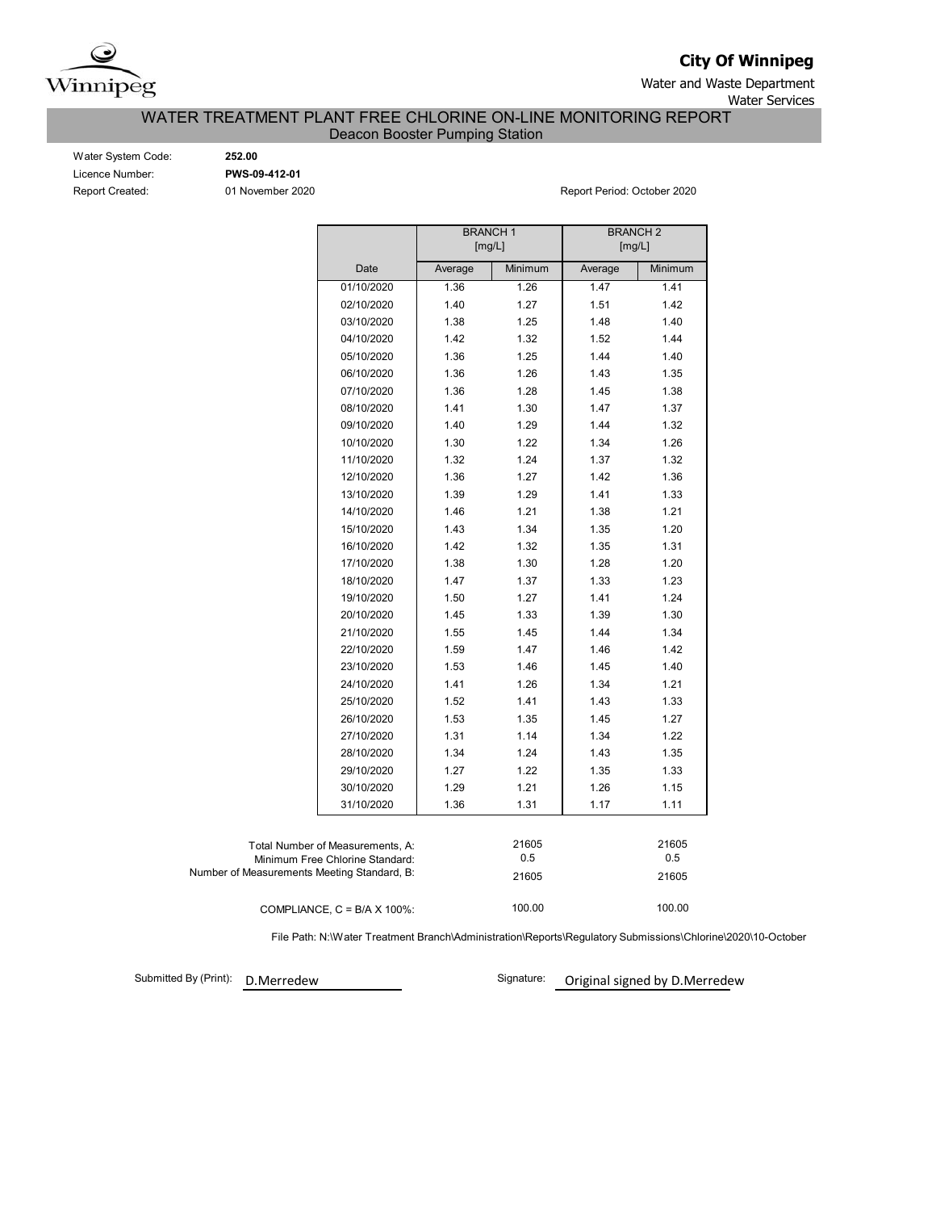**City Of Winnipeg**

Water and Waste Department

Water Services

# WATER TREATMENT PLANT FREE CHLORINE ON-LINE MONITORING REPORT

## Deacon Booster Pumping Station

Water System Code: **252.00**

Licence Number: **PWS-09-412-01**

Report Created: 01 November 2020

Report Period: October 2020

| | BRANCH 1 [mg/L] | | BRANCH 2 [mg/L] | |
|---|---|---|---|---|
| Date | Average | Minimum | Average | Minimum |
| 01/10/2020 | 1.36 | 1.26 | 1.47 | 1.41 |
| 02/10/2020 | 1.40 | 1.27 | 1.51 | 1.42 |
| 03/10/2020 | 1.38 | 1.25 | 1.48 | 1.40 |
| 04/10/2020 | 1.42 | 1.32 | 1.52 | 1.44 |
| 05/10/2020 | 1.36 | 1.25 | 1.44 | 1.40 |
| 06/10/2020 | 1.36 | 1.26 | 1.43 | 1.35 |
| 07/10/2020 | 1.36 | 1.28 | 1.45 | 1.38 |
| 08/10/2020 | 1.41 | 1.30 | 1.47 | 1.37 |
| 09/10/2020 | 1.40 | 1.29 | 1.44 | 1.32 |
| 10/10/2020 | 1.30 | 1.22 | 1.34 | 1.26 |
| 11/10/2020 | 1.32 | 1.24 | 1.37 | 1.32 |
| 12/10/2020 | 1.36 | 1.27 | 1.42 | 1.36 |
| 13/10/2020 | 1.39 | 1.29 | 1.41 | 1.33 |
| 14/10/2020 | 1.46 | 1.21 | 1.38 | 1.21 |
| 15/10/2020 | 1.43 | 1.34 | 1.35 | 1.20 |
| 16/10/2020 | 1.42 | 1.32 | 1.35 | 1.31 |
| 17/10/2020 | 1.38 | 1.30 | 1.28 | 1.20 |
| 18/10/2020 | 1.47 | 1.37 | 1.33 | 1.23 |
| 19/10/2020 | 1.50 | 1.27 | 1.41 | 1.24 |
| 20/10/2020 | 1.45 | 1.33 | 1.39 | 1.30 |
| 21/10/2020 | 1.55 | 1.45 | 1.44 | 1.34 |
| 22/10/2020 | 1.59 | 1.47 | 1.46 | 1.42 |
| 23/10/2020 | 1.53 | 1.46 | 1.45 | 1.40 |
| 24/10/2020 | 1.41 | 1.26 | 1.34 | 1.21 |
| 25/10/2020 | 1.52 | 1.41 | 1.43 | 1.33 |
| 26/10/2020 | 1.53 | 1.35 | 1.45 | 1.27 |
| 27/10/2020 | 1.31 | 1.14 | 1.34 | 1.22 |
| 28/10/2020 | 1.34 | 1.24 | 1.43 | 1.35 |
| 29/10/2020 | 1.27 | 1.22 | 1.35 | 1.33 |
| 30/10/2020 | 1.29 | 1.21 | 1.26 | 1.15 |
| 31/10/2020 | 1.36 | 1.31 | 1.17 | 1.11 |

| | Branch 1 | Branch 2 |
|---|---|---|
| Total Number of Measurements, A: | 21605 | 21605 |
| Minimum Free Chlorine Standard: | 0.5 | 0.5 |
| Number of Measurements Meeting Standard, B: | 21605 | 21605 |
| COMPLIANCE, C = B/A X 100%: | 100.00 | 100.00 |

File Path: N:\Water Treatment Branch\Administration\Reports\Regulatory Submissions\Chlorine\2020\10-October

Submitted By (Print): D.Merredew

Signature: Original signed by D.Merredew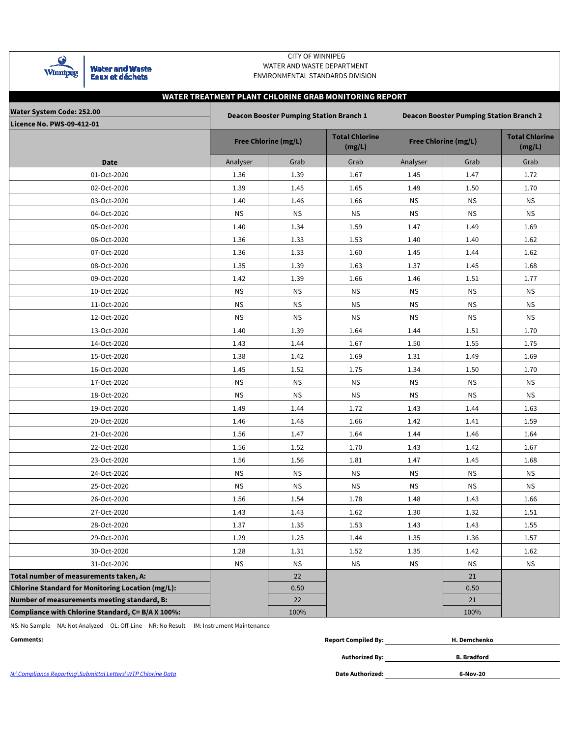CITY OF WINNIPEG
WATER AND WASTE DEPARTMENT
ENVIRONMENTAL STANDARDS DIVISION

Water and Waste
Eaux et déchets

## WATER TREATMENT PLANT CHLORINE GRAB MONITORING REPORT

| Water System Code: 252.00<br>Licence No. PWS-09-412-01 | Deacon Booster Pumping Station Branch 1 | | | Deacon Booster Pumping Station Branch 2 | | |
|---|---|---|---|---|---|---|
| | Free Chlorine (mg/L) | | Total Chlorine (mg/L) | Free Chlorine (mg/L) | | Total Chlorine (mg/L) |
| **Date** | Analyser | Grab | Grab | Analyser | Grab | Grab |
| 01-Oct-2020 | 1.36 | 1.39 | 1.67 | 1.45 | 1.47 | 1.72 |
| 02-Oct-2020 | 1.39 | 1.45 | 1.65 | 1.49 | 1.50 | 1.70 |
| 03-Oct-2020 | 1.40 | 1.46 | 1.66 | NS | NS | NS |
| 04-Oct-2020 | NS | NS | NS | NS | NS | NS |
| 05-Oct-2020 | 1.40 | 1.34 | 1.59 | 1.47 | 1.49 | 1.69 |
| 06-Oct-2020 | 1.36 | 1.33 | 1.53 | 1.40 | 1.40 | 1.62 |
| 07-Oct-2020 | 1.36 | 1.33 | 1.60 | 1.45 | 1.44 | 1.62 |
| 08-Oct-2020 | 1.35 | 1.39 | 1.63 | 1.37 | 1.45 | 1.68 |
| 09-Oct-2020 | 1.42 | 1.39 | 1.66 | 1.46 | 1.51 | 1.77 |
| 10-Oct-2020 | NS | NS | NS | NS | NS | NS |
| 11-Oct-2020 | NS | NS | NS | NS | NS | NS |
| 12-Oct-2020 | NS | NS | NS | NS | NS | NS |
| 13-Oct-2020 | 1.40 | 1.39 | 1.64 | 1.44 | 1.51 | 1.70 |
| 14-Oct-2020 | 1.43 | 1.44 | 1.67 | 1.50 | 1.55 | 1.75 |
| 15-Oct-2020 | 1.38 | 1.42 | 1.69 | 1.31 | 1.49 | 1.69 |
| 16-Oct-2020 | 1.45 | 1.52 | 1.75 | 1.34 | 1.50 | 1.70 |
| 17-Oct-2020 | NS | NS | NS | NS | NS | NS |
| 18-Oct-2020 | NS | NS | NS | NS | NS | NS |
| 19-Oct-2020 | 1.49 | 1.44 | 1.72 | 1.43 | 1.44 | 1.63 |
| 20-Oct-2020 | 1.46 | 1.48 | 1.66 | 1.42 | 1.41 | 1.59 |
| 21-Oct-2020 | 1.56 | 1.47 | 1.64 | 1.44 | 1.46 | 1.64 |
| 22-Oct-2020 | 1.56 | 1.52 | 1.70 | 1.43 | 1.42 | 1.67 |
| 23-Oct-2020 | 1.56 | 1.56 | 1.81 | 1.47 | 1.45 | 1.68 |
| 24-Oct-2020 | NS | NS | NS | NS | NS | NS |
| 25-Oct-2020 | NS | NS | NS | NS | NS | NS |
| 26-Oct-2020 | 1.56 | 1.54 | 1.78 | 1.48 | 1.43 | 1.66 |
| 27-Oct-2020 | 1.43 | 1.43 | 1.62 | 1.30 | 1.32 | 1.51 |
| 28-Oct-2020 | 1.37 | 1.35 | 1.53 | 1.43 | 1.43 | 1.55 |
| 29-Oct-2020 | 1.29 | 1.25 | 1.44 | 1.35 | 1.36 | 1.57 |
| 30-Oct-2020 | 1.28 | 1.31 | 1.52 | 1.35 | 1.42 | 1.62 |
| 31-Oct-2020 | NS | NS | NS | NS | NS | NS |
| **Total number of measurements taken, A:** | | 22 | | | 21 | |
| **Chlorine Standard for Monitoring Location (mg/L):** | | 0.50 | | | 0.50 | |
| **Number of measurements meeting standard, B:** | | 22 | | | 21 | |
| **Compliance with Chlorine Standard, C= B/A X 100%:** | | 100% | | | 100% | |

NS: No Sample NA: Not Analyzed OL: Off-Line NR: No Result IM: Instrument Maintenance

**Comments:**

**Report Compiled By:** H. Demchenko

**Authorized By:** B. Bradford

**Date Authorized:** 6-Nov-20

*N:\Compliance Reporting\Submittal Letters\WTP Chlorine Data*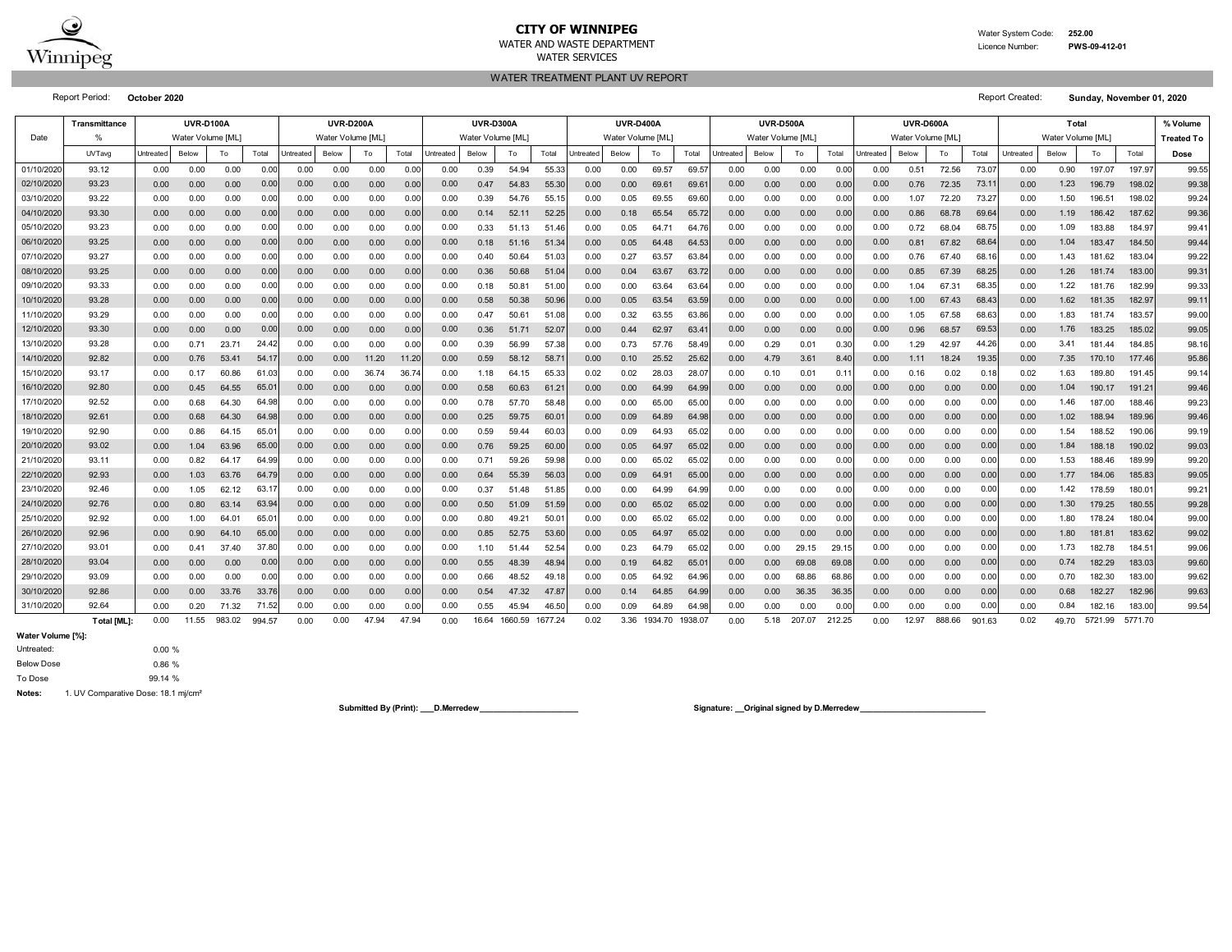# CITY OF WINNIPEG

WATER AND WASTE DEPARTMENT

WATER SERVICES

Water System Code: **252.00**

Licence Number: **PWS-09-412-01**

## WATER TREATMENT PLANT UV REPORT

Report Period: **October 2020**

Report Created: **Sunday, November 01, 2020**

| Date | Transmittance % | UVR-D100A Water Volume [ML] | | | | UVR-D200A Water Volume [ML] | | | | UVR-D300A Water Volume [ML] | | | | UVR-D400A Water Volume [ML] | | | | UVR-D500A Water Volume [ML] | | | | UVR-D600A Water Volume [ML] | | | | Total Water Volume [ML] | | | | % Volume Treated To |
|---|---|---|---|---|---|---|---|---|---|---|---|---|---|---|---|---|---|---|---|---|---|---|---|---|---|---|---|---|---|---|
| | UVTavg | Untreated | Below | To | Total | Untreated | Below | To | Total | Untreated | Below | To | Total | Untreated | Below | To | Total | Untreated | Below | To | Total | Untreated | Below | To | Total | Untreated | Below | To | Total | Dose |
| 01/10/2020 | 93.12 | 0.00 | 0.00 | 0.00 | 0.00 | 0.00 | 0.00 | 0.00 | 0.00 | 0.00 | 0.39 | 54.94 | 55.33 | 0.00 | 0.00 | 69.57 | 69.57 | 0.00 | 0.00 | 0.00 | 0.00 | 0.00 | 0.51 | 72.56 | 73.07 | 0.00 | 0.90 | 197.07 | 197.97 | 99.55 |
| 02/10/2020 | 93.23 | 0.00 | 0.00 | 0.00 | 0.00 | 0.00 | 0.00 | 0.00 | 0.00 | 0.00 | 0.47 | 54.83 | 55.30 | 0.00 | 0.00 | 69.61 | 69.61 | 0.00 | 0.00 | 0.00 | 0.00 | 0.00 | 0.76 | 72.35 | 73.11 | 0.00 | 1.23 | 196.79 | 198.02 | 99.38 |
| 03/10/2020 | 93.22 | 0.00 | 0.00 | 0.00 | 0.00 | 0.00 | 0.00 | 0.00 | 0.00 | 0.00 | 0.39 | 54.76 | 55.15 | 0.00 | 0.05 | 69.55 | 69.60 | 0.00 | 0.00 | 0.00 | 0.00 | 0.00 | 1.07 | 72.20 | 73.27 | 0.00 | 1.50 | 196.51 | 198.02 | 99.24 |
| 04/10/2020 | 93.30 | 0.00 | 0.00 | 0.00 | 0.00 | 0.00 | 0.00 | 0.00 | 0.00 | 0.00 | 0.14 | 52.11 | 52.25 | 0.00 | 0.18 | 65.54 | 65.72 | 0.00 | 0.00 | 0.00 | 0.00 | 0.00 | 0.86 | 68.78 | 69.64 | 0.00 | 1.19 | 186.42 | 187.62 | 99.36 |
| 05/10/2020 | 93.23 | 0.00 | 0.00 | 0.00 | 0.00 | 0.00 | 0.00 | 0.00 | 0.00 | 0.00 | 0.33 | 51.13 | 51.46 | 0.00 | 0.05 | 64.71 | 64.76 | 0.00 | 0.00 | 0.00 | 0.00 | 0.00 | 0.72 | 68.04 | 68.75 | 0.00 | 1.09 | 183.88 | 184.97 | 99.41 |
| 06/10/2020 | 93.25 | 0.00 | 0.00 | 0.00 | 0.00 | 0.00 | 0.00 | 0.00 | 0.00 | 0.00 | 0.18 | 51.16 | 51.34 | 0.00 | 0.05 | 64.48 | 64.53 | 0.00 | 0.00 | 0.00 | 0.00 | 0.00 | 0.81 | 67.82 | 68.64 | 0.00 | 1.04 | 183.47 | 184.50 | 99.44 |
| 07/10/2020 | 93.27 | 0.00 | 0.00 | 0.00 | 0.00 | 0.00 | 0.00 | 0.00 | 0.00 | 0.00 | 0.40 | 50.64 | 51.03 | 0.00 | 0.27 | 63.57 | 63.84 | 0.00 | 0.00 | 0.00 | 0.00 | 0.00 | 0.76 | 67.40 | 68.16 | 0.00 | 1.43 | 181.62 | 183.04 | 99.22 |
| 08/10/2020 | 93.25 | 0.00 | 0.00 | 0.00 | 0.00 | 0.00 | 0.00 | 0.00 | 0.00 | 0.00 | 0.36 | 50.68 | 51.04 | 0.00 | 0.04 | 63.67 | 63.72 | 0.00 | 0.00 | 0.00 | 0.00 | 0.00 | 0.85 | 67.39 | 68.25 | 0.00 | 1.26 | 181.74 | 183.00 | 99.31 |
| 09/10/2020 | 93.33 | 0.00 | 0.00 | 0.00 | 0.00 | 0.00 | 0.00 | 0.00 | 0.00 | 0.00 | 0.18 | 50.81 | 51.00 | 0.00 | 0.00 | 63.64 | 63.64 | 0.00 | 0.00 | 0.00 | 0.00 | 0.00 | 1.04 | 67.31 | 68.35 | 0.00 | 1.22 | 181.76 | 182.99 | 99.33 |
| 10/10/2020 | 93.28 | 0.00 | 0.00 | 0.00 | 0.00 | 0.00 | 0.00 | 0.00 | 0.00 | 0.00 | 0.58 | 50.38 | 50.96 | 0.00 | 0.05 | 63.54 | 63.59 | 0.00 | 0.00 | 0.00 | 0.00 | 0.00 | 1.00 | 67.43 | 68.43 | 0.00 | 1.62 | 181.35 | 182.97 | 99.11 |
| 11/10/2020 | 93.29 | 0.00 | 0.00 | 0.00 | 0.00 | 0.00 | 0.00 | 0.00 | 0.00 | 0.00 | 0.47 | 50.61 | 51.08 | 0.00 | 0.32 | 63.55 | 63.86 | 0.00 | 0.00 | 0.00 | 0.00 | 0.00 | 1.05 | 67.58 | 68.63 | 0.00 | 1.83 | 181.74 | 183.57 | 99.00 |
| 12/10/2020 | 93.30 | 0.00 | 0.00 | 0.00 | 0.00 | 0.00 | 0.00 | 0.00 | 0.00 | 0.00 | 0.36 | 51.71 | 52.07 | 0.00 | 0.44 | 62.97 | 63.41 | 0.00 | 0.00 | 0.00 | 0.00 | 0.00 | 0.96 | 68.57 | 69.53 | 0.00 | 1.76 | 183.25 | 185.02 | 99.05 |
| 13/10/2020 | 93.28 | 0.00 | 0.71 | 23.71 | 24.42 | 0.00 | 0.00 | 0.00 | 0.00 | 0.00 | 0.39 | 56.99 | 57.38 | 0.00 | 0.73 | 57.76 | 58.49 | 0.00 | 0.29 | 0.01 | 0.30 | 0.00 | 1.29 | 42.97 | 44.26 | 0.00 | 3.41 | 181.44 | 184.85 | 98.16 |
| 14/10/2020 | 92.82 | 0.00 | 0.76 | 53.41 | 54.17 | 0.00 | 0.00 | 11.20 | 11.20 | 0.00 | 0.59 | 58.12 | 58.71 | 0.00 | 0.10 | 25.52 | 25.62 | 0.00 | 4.79 | 3.61 | 8.40 | 0.00 | 1.11 | 18.24 | 19.35 | 0.00 | 7.35 | 170.10 | 177.46 | 95.86 |
| 15/10/2020 | 93.17 | 0.00 | 0.17 | 60.86 | 61.03 | 0.00 | 0.00 | 36.74 | 36.74 | 0.00 | 1.18 | 64.15 | 65.33 | 0.02 | 0.02 | 28.03 | 28.07 | 0.00 | 0.10 | 0.01 | 0.11 | 0.00 | 0.16 | 0.02 | 0.18 | 0.02 | 1.63 | 189.80 | 191.45 | 99.14 |
| 16/10/2020 | 92.80 | 0.00 | 0.45 | 64.55 | 65.01 | 0.00 | 0.00 | 0.00 | 0.00 | 0.00 | 0.58 | 60.63 | 61.21 | 0.00 | 0.00 | 64.99 | 64.99 | 0.00 | 0.00 | 0.00 | 0.00 | 0.00 | 0.00 | 0.00 | 0.00 | 0.00 | 1.04 | 190.17 | 191.21 | 99.46 |
| 17/10/2020 | 92.52 | 0.00 | 0.68 | 64.30 | 64.98 | 0.00 | 0.00 | 0.00 | 0.00 | 0.00 | 0.78 | 57.70 | 58.48 | 0.00 | 0.00 | 65.00 | 65.00 | 0.00 | 0.00 | 0.00 | 0.00 | 0.00 | 0.00 | 0.00 | 0.00 | 0.00 | 1.46 | 187.00 | 188.46 | 99.23 |
| 18/10/2020 | 92.61 | 0.00 | 0.68 | 64.30 | 64.98 | 0.00 | 0.00 | 0.00 | 0.00 | 0.00 | 0.25 | 59.75 | 60.01 | 0.00 | 0.09 | 64.89 | 64.98 | 0.00 | 0.00 | 0.00 | 0.00 | 0.00 | 0.00 | 0.00 | 0.00 | 0.00 | 1.02 | 188.94 | 189.96 | 99.46 |
| 19/10/2020 | 92.90 | 0.00 | 0.86 | 64.15 | 65.01 | 0.00 | 0.00 | 0.00 | 0.00 | 0.00 | 0.59 | 59.44 | 60.03 | 0.00 | 0.09 | 64.93 | 65.02 | 0.00 | 0.00 | 0.00 | 0.00 | 0.00 | 0.00 | 0.00 | 0.00 | 0.00 | 1.54 | 188.52 | 190.06 | 99.19 |
| 20/10/2020 | 93.02 | 0.00 | 1.04 | 63.96 | 65.00 | 0.00 | 0.00 | 0.00 | 0.00 | 0.00 | 0.76 | 59.25 | 60.00 | 0.00 | 0.05 | 64.97 | 65.02 | 0.00 | 0.00 | 0.00 | 0.00 | 0.00 | 0.00 | 0.00 | 0.00 | 0.00 | 1.84 | 188.18 | 190.02 | 99.03 |
| 21/10/2020 | 93.11 | 0.00 | 0.82 | 64.17 | 64.99 | 0.00 | 0.00 | 0.00 | 0.00 | 0.00 | 0.71 | 59.26 | 59.98 | 0.00 | 0.00 | 65.02 | 65.02 | 0.00 | 0.00 | 0.00 | 0.00 | 0.00 | 0.00 | 0.00 | 0.00 | 0.00 | 1.53 | 188.46 | 189.99 | 99.20 |
| 22/10/2020 | 92.93 | 0.00 | 1.03 | 63.76 | 64.79 | 0.00 | 0.00 | 0.00 | 0.00 | 0.00 | 0.64 | 55.39 | 56.03 | 0.00 | 0.09 | 64.91 | 65.00 | 0.00 | 0.00 | 0.00 | 0.00 | 0.00 | 0.00 | 0.00 | 0.00 | 0.00 | 1.77 | 184.06 | 185.83 | 99.05 |
| 23/10/2020 | 92.46 | 0.00 | 1.05 | 62.12 | 63.17 | 0.00 | 0.00 | 0.00 | 0.00 | 0.00 | 0.37 | 51.48 | 51.85 | 0.00 | 0.00 | 64.99 | 64.99 | 0.00 | 0.00 | 0.00 | 0.00 | 0.00 | 0.00 | 0.00 | 0.00 | 0.00 | 1.42 | 178.59 | 180.01 | 99.21 |
| 24/10/2020 | 92.76 | 0.00 | 0.80 | 63.14 | 63.94 | 0.00 | 0.00 | 0.00 | 0.00 | 0.00 | 0.50 | 51.09 | 51.59 | 0.00 | 0.00 | 65.02 | 65.02 | 0.00 | 0.00 | 0.00 | 0.00 | 0.00 | 0.00 | 0.00 | 0.00 | 0.00 | 1.30 | 179.25 | 180.55 | 99.28 |
| 25/10/2020 | 92.92 | 0.00 | 1.00 | 64.01 | 65.01 | 0.00 | 0.00 | 0.00 | 0.00 | 0.00 | 0.80 | 49.21 | 50.01 | 0.00 | 0.00 | 65.02 | 65.02 | 0.00 | 0.00 | 0.00 | 0.00 | 0.00 | 0.00 | 0.00 | 0.00 | 0.00 | 1.80 | 178.24 | 180.04 | 99.00 |
| 26/10/2020 | 92.96 | 0.00 | 0.90 | 64.10 | 65.00 | 0.00 | 0.00 | 0.00 | 0.00 | 0.00 | 0.85 | 52.75 | 53.60 | 0.00 | 0.05 | 64.97 | 65.02 | 0.00 | 0.00 | 0.00 | 0.00 | 0.00 | 0.00 | 0.00 | 0.00 | 0.00 | 1.80 | 181.81 | 183.62 | 99.02 |
| 27/10/2020 | 93.01 | 0.00 | 0.41 | 37.40 | 37.80 | 0.00 | 0.00 | 0.00 | 0.00 | 0.00 | 1.10 | 51.44 | 52.54 | 0.00 | 0.23 | 64.79 | 65.02 | 0.00 | 0.00 | 29.15 | 29.15 | 0.00 | 0.00 | 0.00 | 0.00 | 0.00 | 1.73 | 182.78 | 184.51 | 99.06 |
| 28/10/2020 | 93.04 | 0.00 | 0.00 | 0.00 | 0.00 | 0.00 | 0.00 | 0.00 | 0.00 | 0.00 | 0.55 | 48.39 | 48.94 | 0.00 | 0.19 | 64.82 | 65.01 | 0.00 | 0.00 | 69.08 | 69.08 | 0.00 | 0.00 | 0.00 | 0.00 | 0.00 | 0.74 | 182.29 | 183.03 | 99.60 |
| 29/10/2020 | 93.09 | 0.00 | 0.00 | 0.00 | 0.00 | 0.00 | 0.00 | 0.00 | 0.00 | 0.00 | 0.66 | 48.52 | 49.18 | 0.00 | 0.05 | 64.92 | 64.96 | 0.00 | 0.00 | 68.86 | 68.86 | 0.00 | 0.00 | 0.00 | 0.00 | 0.00 | 0.70 | 182.30 | 183.00 | 99.62 |
| 30/10/2020 | 92.86 | 0.00 | 0.00 | 33.76 | 33.76 | 0.00 | 0.00 | 0.00 | 0.00 | 0.00 | 0.54 | 47.32 | 47.87 | 0.00 | 0.14 | 64.85 | 64.99 | 0.00 | 0.00 | 36.35 | 36.35 | 0.00 | 0.00 | 0.00 | 0.00 | 0.00 | 0.68 | 182.27 | 182.96 | 99.63 |
| 31/10/2020 | 92.64 | 0.00 | 0.20 | 71.32 | 71.52 | 0.00 | 0.00 | 0.00 | 0.00 | 0.00 | 0.55 | 45.94 | 46.50 | 0.00 | 0.09 | 64.89 | 64.98 | 0.00 | 0.00 | 0.00 | 0.00 | 0.00 | 0.00 | 0.00 | 0.00 | 0.00 | 0.84 | 182.16 | 183.00 | 99.54 |
| | Total [ML]: | 0.00 | 11.55 | 983.02 | 994.57 | 0.00 | 0.00 | 47.94 | 47.94 | 0.00 | 16.64 | 1660.59 | 1677.24 | 0.02 | 3.36 | 1934.70 | 1938.07 | 0.00 | 5.18 | 207.07 | 212.25 | 0.00 | 12.97 | 888.66 | 901.63 | 0.02 | 49.70 | 5721.99 | 5771.70 | |

**Water Volume [%]:**

Untreated: 0.00 %

Below Dose 0.86 %

To Dose 99.14 %

**Notes:** 1. UV Comparative Dose: 18.1 mj/cm²

**Submitted By (Print): ___D.Merredew______________________**

**Signature: __Original signed by D.Merredew____________________________**